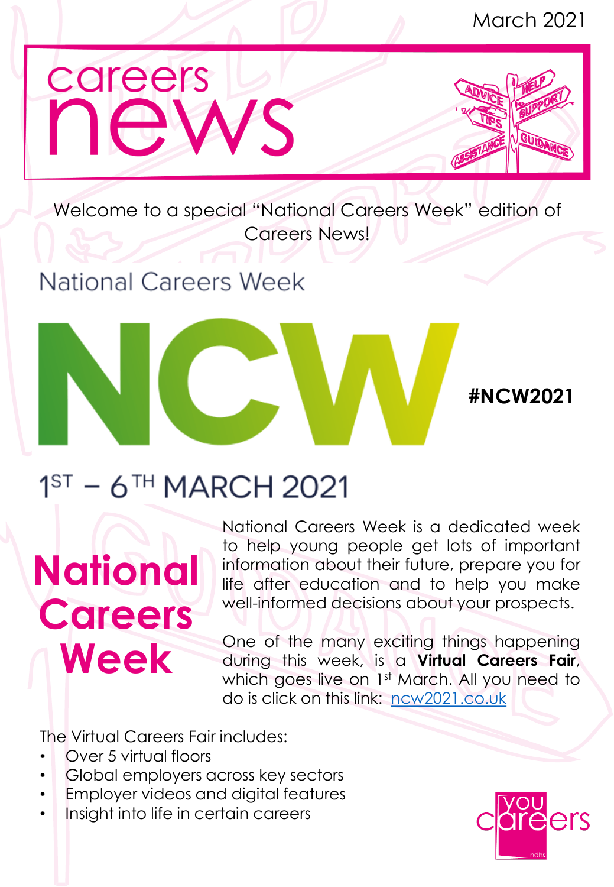March 2021

# careers news

Welcome to a special "National Careers Week" edition of Careers News!

National Careers Week

NCW

**#NCW2021**

## 1ST – 6TH MARCH 2021

## National Careers Week

National Careers Week is a dedicated week to help young people get lots of important information about their future, prepare you for life after education and to help you make well-informed decisions about your prospects.

One of the many exciting things happening during this week, is a **Virtual Careers Fair**, which goes live on 1st March. All you need to do is click on this link: [ncw2021.co.uk](ncw2021.co.uk)

The Virtual Careers Fair includes:

- Over 5 virtual floors
- Global employers across key sectors
- Employer videos and digital features
- Insight into life in certain careers

you careers ndhs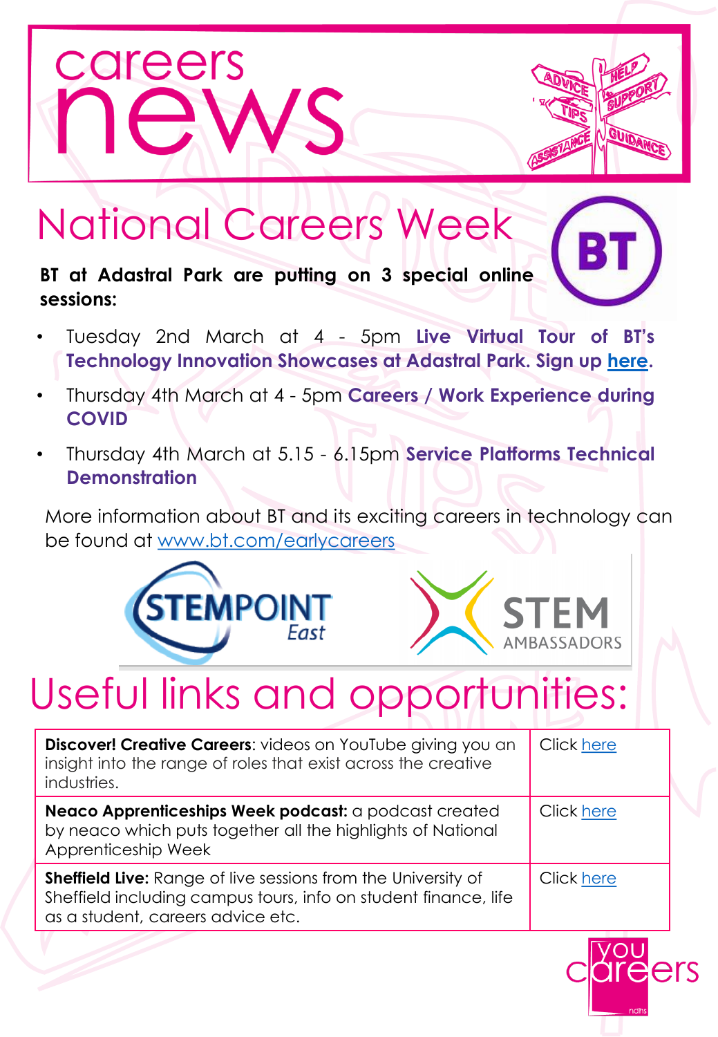# careers news

## National Careers Week

**BT at Adastral Park are putting on 3 special online sessions:**

- Tuesday 2nd March at 4 - 5pm **Live Virtual Tour of BT's Technology Innovation Showcases at Adastral Park. Sign up here.**
- Thursday 4th March at 4 - 5pm **Careers / Work Experience during COVID**
- Thursday 4th March at 5.15 - 6.15pm **Service Platforms Technical Demonstration**

More information about BT and its exciting careers in technology can be found at www.bt.com/earlycareers

## Useful links and opportunities:

| | |
|---|---|
| **Discover! Creative Careers**: videos on YouTube giving you an insight into the range of roles that exist across the creative industries. | Click here |
| **Neaco Apprenticeships Week podcast:** a podcast created by neaco which puts together all the highlights of National Apprenticeship Week | Click here |
| **Sheffield Live:** Range of live sessions from the University of Sheffield including campus tours, info on student finance, life as a student, careers advice etc. | Click here |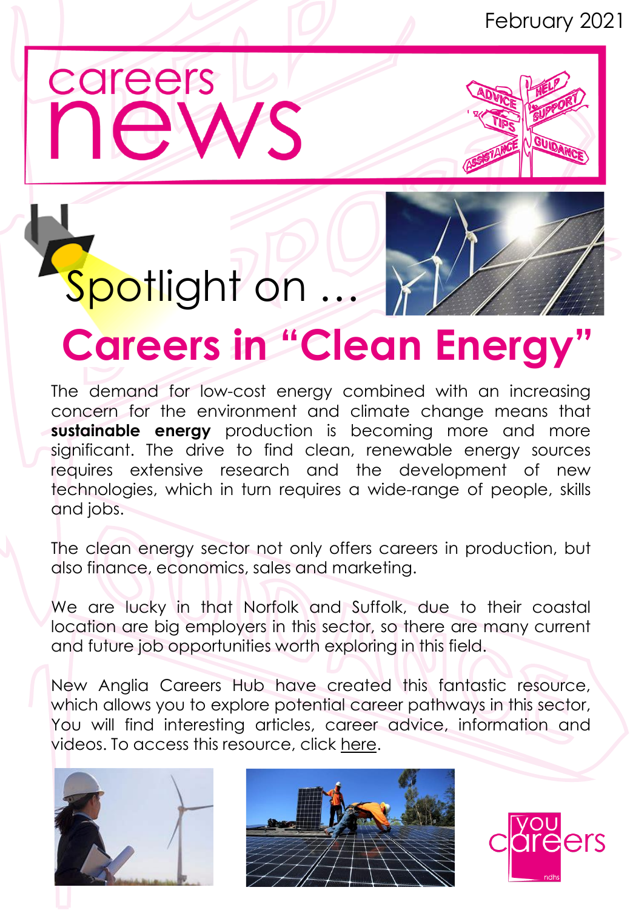February 2021

# careers news

## Spotlight on …

# Careers in "Clean Energy"

The demand for low-cost energy combined with an increasing concern for the environment and climate change means that **sustainable energy** production is becoming more and more significant. The drive to find clean, renewable energy sources requires extensive research and the development of new technologies, which in turn requires a wide-range of people, skills and jobs.

The clean energy sector not only offers careers in production, but also finance, economics, sales and marketing.

We are lucky in that Norfolk and Suffolk, due to their coastal location are big employers in this sector, so there are many current and future job opportunities worth exploring in this field.

New Anglia Careers Hub have created this fantastic resource, which allows you to explore potential career pathways in this sector, You will find interesting articles, career advice, information and videos. To access this resource, click here.

you careers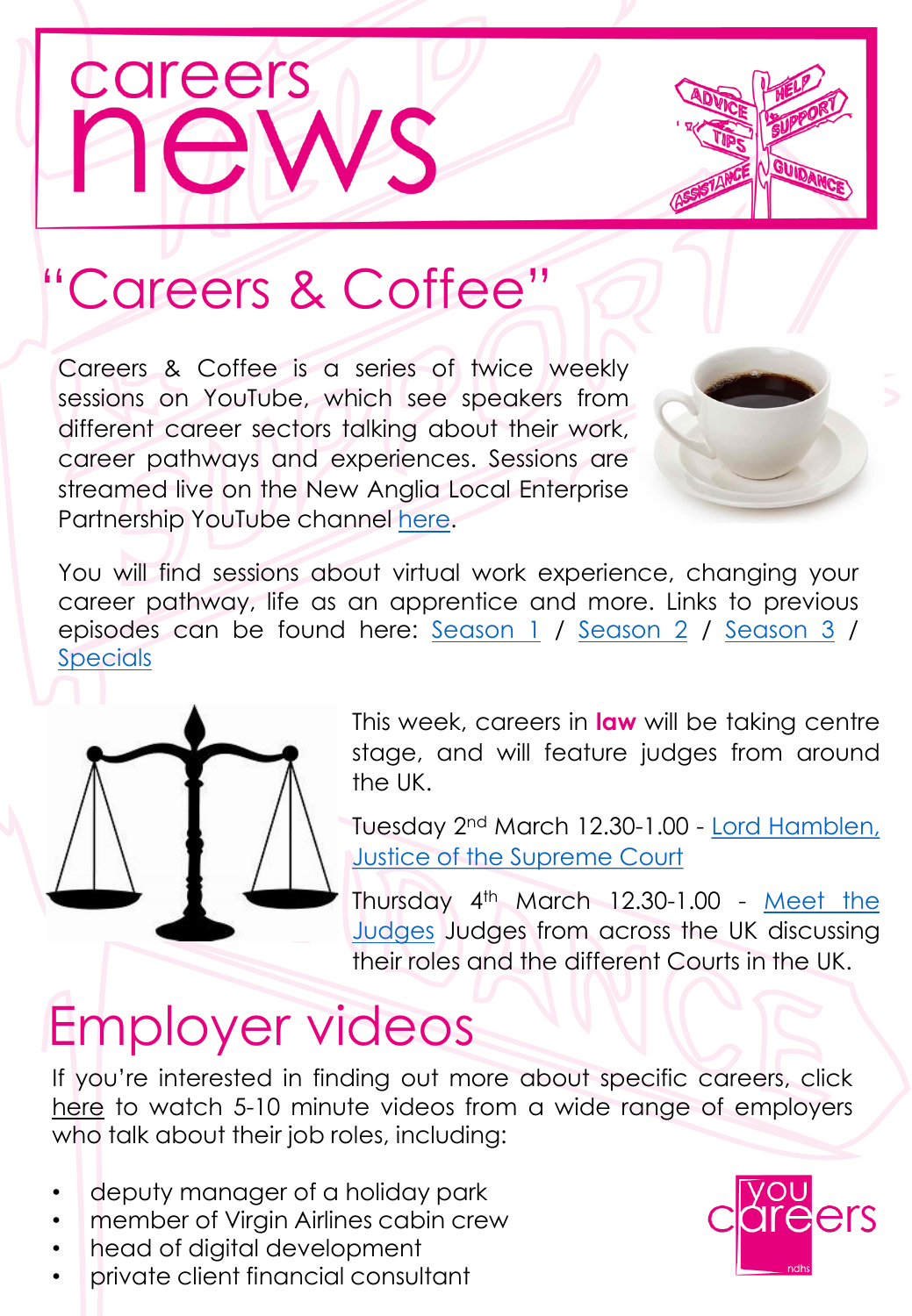# careers news

## "Careers & Coffee"

Careers & Coffee is a series of twice weekly sessions on YouTube, which see speakers from different career sectors talking about their work, career pathways and experiences. Sessions are streamed live on the New Anglia Local Enterprise Partnership YouTube channel here.

You will find sessions about virtual work experience, changing your career pathway, life as an apprentice and more. Links to previous episodes can be found here: Season 1 / Season 2 / Season 3 / Specials

This week, careers in **law** will be taking centre stage, and will feature judges from around the UK.

Tuesday 2nd March 12.30-1.00 - Lord Hamblen, Justice of the Supreme Court

Thursday 4th March 12.30-1.00 - Meet the Judges Judges from across the UK discussing their roles and the different Courts in the UK.

## Employer videos

If you're interested in finding out more about specific careers, click here to watch 5-10 minute videos from a wide range of employers who talk about their job roles, including:

- deputy manager of a holiday park
- member of Virgin Airlines cabin crew
- head of digital development
- private client financial consultant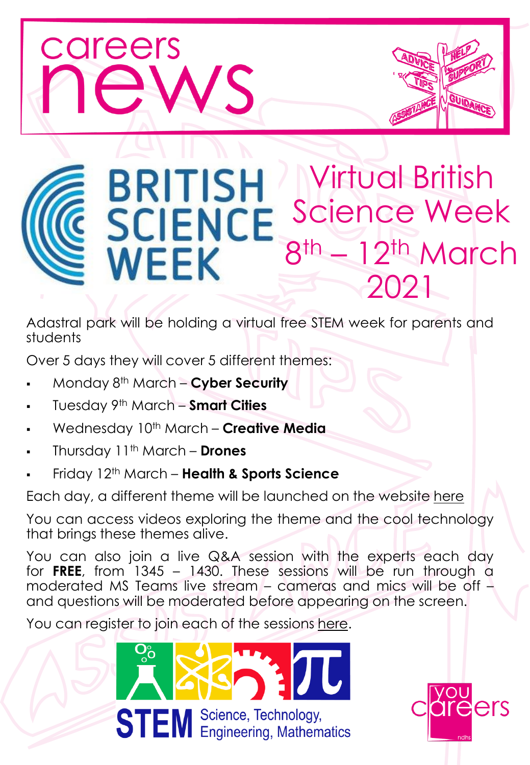# careers news

# Virtual British Science Week 8th – 12th March 2021

BRITISH SCIENCE WEEK

Adastral park will be holding a virtual free STEM week for parents and students

Over 5 days they will cover 5 different themes:

- Monday 8th March – **Cyber Security**
- Tuesday 9th March – **Smart Cities**
- Wednesday 10th March – **Creative Media**
- Thursday 11th March – **Drones**
- Friday 12th March – **Health & Sports Science**

Each day, a different theme will be launched on the website here

You can access videos exploring the theme and the cool technology that brings these themes alive.

You can also join a live Q&A session with the experts each day for **FREE**, from 1345 – 1430. These sessions will be run through a moderated MS Teams live stream – cameras and mics will be off – and questions will be moderated before appearing on the screen.

You can register to join each of the sessions here.

STEM Science, Technology, Engineering, Mathematics

you careers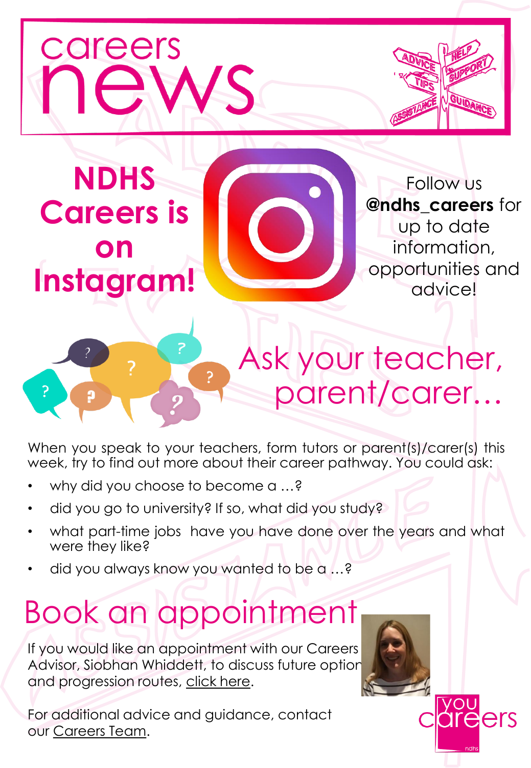# careers news

## NDHS Careers is on Instagram!

Follow us **@ndhs_careers** for up to date information, opportunities and advice!

## Ask your teacher, parent/carer…

When you speak to your teachers, form tutors or parent(s)/carer(s) this week, try to find out more about their career pathway. You could ask:

- why did you choose to become a …?
- did you go to university? If so, what did you study?
- what part-time jobs have you have done over the years and what were they like?
- did you always know you wanted to be a …?

## Book an appointment

If you would like an appointment with our Careers Advisor, Siobhan Whiddett, to discuss future options and progression routes, click here.

For additional advice and guidance, contact our Careers Team.

you careers ndhs